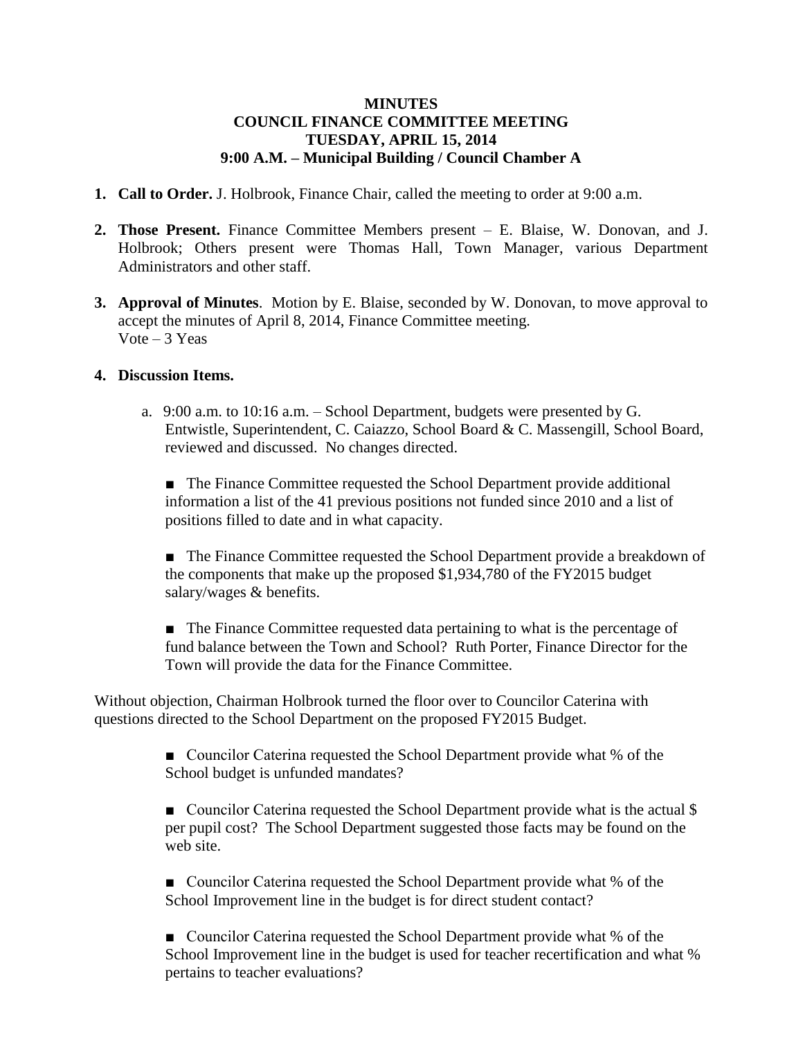**MINUTES**
**COUNCIL FINANCE COMMITTEE MEETING**
**TUESDAY, APRIL 15, 2014**
**9:00 A.M. – Municipal Building / Council Chamber A**

1. **Call to Order.** J. Holbrook, Finance Chair, called the meeting to order at 9:00 a.m.

2. **Those Present.** Finance Committee Members present – E. Blaise, W. Donovan, and J. Holbrook; Others present were Thomas Hall, Town Manager, various Department Administrators and other staff.

3. **Approval of Minutes**. Motion by E. Blaise, seconded by W. Donovan, to move approval to accept the minutes of April 8, 2014, Finance Committee meeting.
   Vote – 3 Yeas

4. **Discussion Items.**

   a. 9:00 a.m. to 10:16 a.m. – School Department, budgets were presented by G. Entwistle, Superintendent, C. Caiazzo, School Board & C. Massengill, School Board, reviewed and discussed. No changes directed.

   ■ The Finance Committee requested the School Department provide additional information a list of the 41 previous positions not funded since 2010 and a list of positions filled to date and in what capacity.

   ■ The Finance Committee requested the School Department provide a breakdown of the components that make up the proposed $1,934,780 of the FY2015 budget salary/wages & benefits.

   ■ The Finance Committee requested data pertaining to what is the percentage of fund balance between the Town and School? Ruth Porter, Finance Director for the Town will provide the data for the Finance Committee.

Without objection, Chairman Holbrook turned the floor over to Councilor Caterina with questions directed to the School Department on the proposed FY2015 Budget.

   ■ Councilor Caterina requested the School Department provide what % of the School budget is unfunded mandates?

   ■ Councilor Caterina requested the School Department provide what is the actual $ per pupil cost? The School Department suggested those facts may be found on the web site.

   ■ Councilor Caterina requested the School Department provide what % of the School Improvement line in the budget is for direct student contact?

   ■ Councilor Caterina requested the School Department provide what % of the School Improvement line in the budget is used for teacher recertification and what % pertains to teacher evaluations?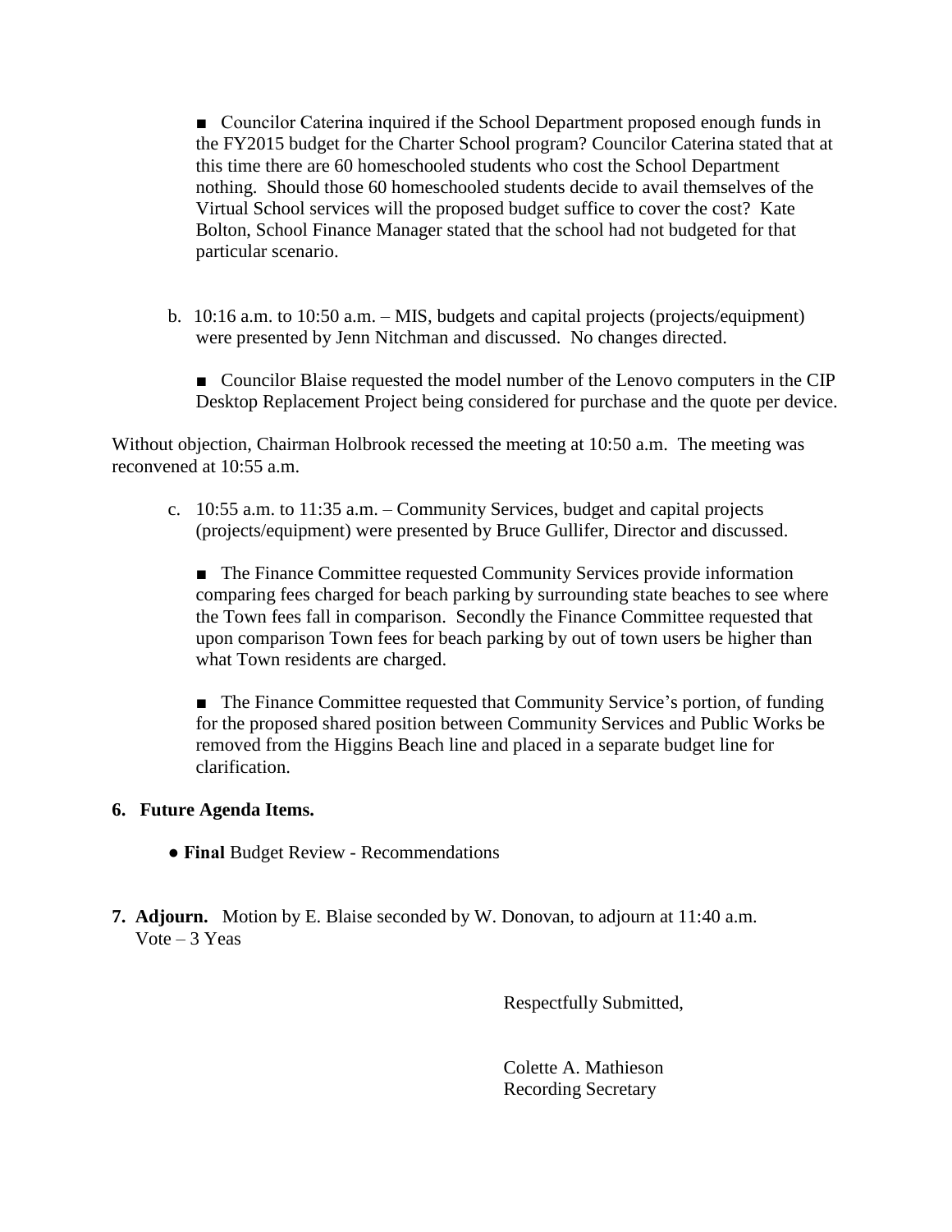■ Councilor Caterina inquired if the School Department proposed enough funds in the FY2015 budget for the Charter School program? Councilor Caterina stated that at this time there are 60 homeschooled students who cost the School Department nothing. Should those 60 homeschooled students decide to avail themselves of the Virtual School services will the proposed budget suffice to cover the cost? Kate Bolton, School Finance Manager stated that the school had not budgeted for that particular scenario.

b. 10:16 a.m. to 10:50 a.m. – MIS, budgets and capital projects (projects/equipment) were presented by Jenn Nitchman and discussed. No changes directed.

■ Councilor Blaise requested the model number of the Lenovo computers in the CIP Desktop Replacement Project being considered for purchase and the quote per device.

Without objection, Chairman Holbrook recessed the meeting at 10:50 a.m. The meeting was reconvened at 10:55 a.m.

c. 10:55 a.m. to 11:35 a.m. – Community Services, budget and capital projects (projects/equipment) were presented by Bruce Gullifer, Director and discussed.

■ The Finance Committee requested Community Services provide information comparing fees charged for beach parking by surrounding state beaches to see where the Town fees fall in comparison. Secondly the Finance Committee requested that upon comparison Town fees for beach parking by out of town users be higher than what Town residents are charged.

■ The Finance Committee requested that Community Service's portion, of funding for the proposed shared position between Community Services and Public Works be removed from the Higgins Beach line and placed in a separate budget line for clarification.

**6. Future Agenda Items.**

- **Final** Budget Review - Recommendations

**7. Adjourn.** Motion by E. Blaise seconded by W. Donovan, to adjourn at 11:40 a.m.
Vote – 3 Yeas

Respectfully Submitted,

Colette A. Mathieson
Recording Secretary